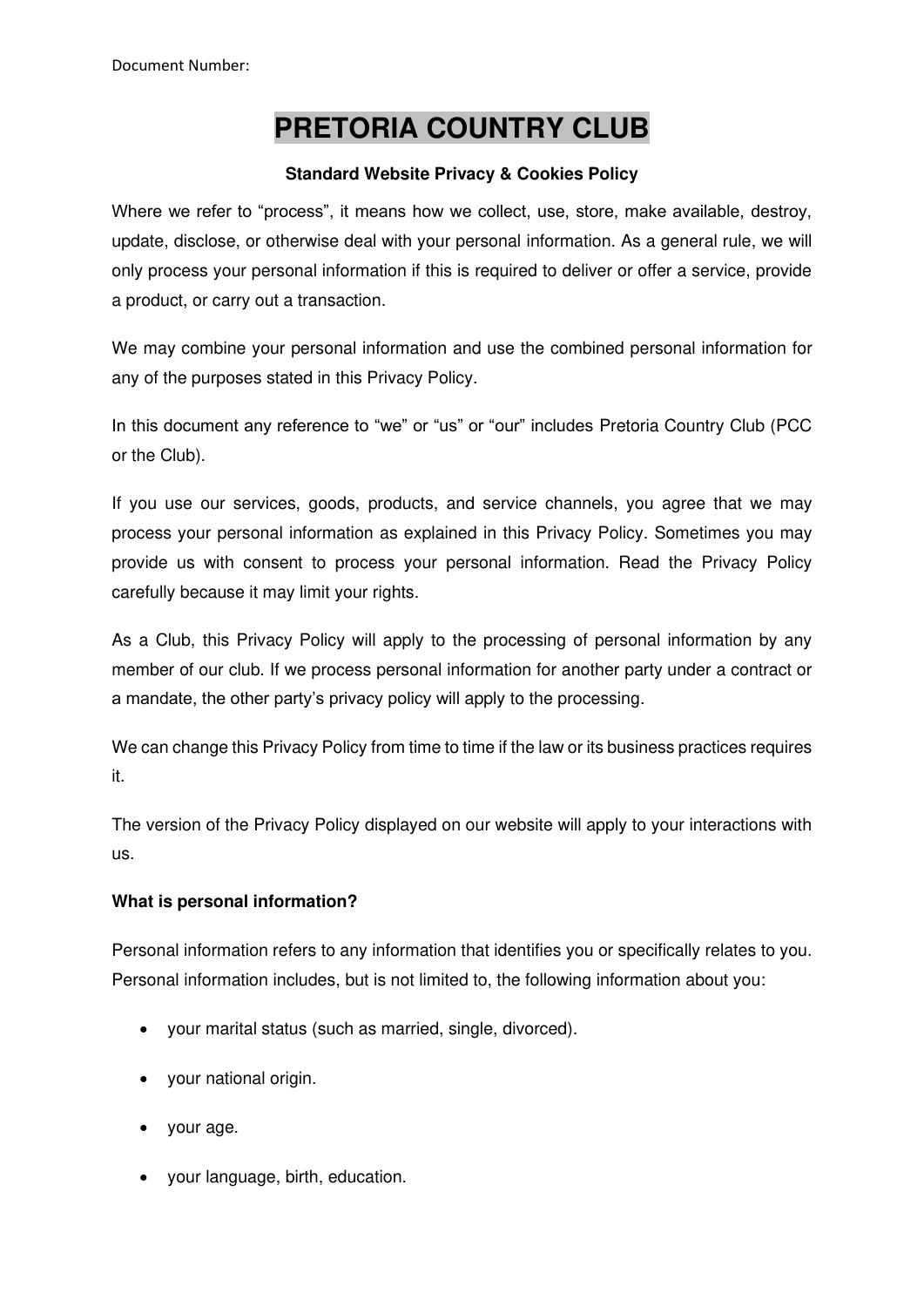Document Number:

# PRETORIA COUNTRY CLUB

**Standard Website Privacy & Cookies Policy**

Where we refer to "process", it means how we collect, use, store, make available, destroy, update, disclose, or otherwise deal with your personal information. As a general rule, we will only process your personal information if this is required to deliver or offer a service, provide a product, or carry out a transaction.

We may combine your personal information and use the combined personal information for any of the purposes stated in this Privacy Policy.

In this document any reference to "we" or "us" or "our" includes Pretoria Country Club (PCC or the Club).

If you use our services, goods, products, and service channels, you agree that we may process your personal information as explained in this Privacy Policy. Sometimes you may provide us with consent to process your personal information. Read the Privacy Policy carefully because it may limit your rights.

As a Club, this Privacy Policy will apply to the processing of personal information by any member of our club. If we process personal information for another party under a contract or a mandate, the other party's privacy policy will apply to the processing.

We can change this Privacy Policy from time to time if the law or its business practices requires it.

The version of the Privacy Policy displayed on our website will apply to your interactions with us.

**What is personal information?**

Personal information refers to any information that identifies you or specifically relates to you. Personal information includes, but is not limited to, the following information about you:

- your marital status (such as married, single, divorced).
- your national origin.
- your age.
- your language, birth, education.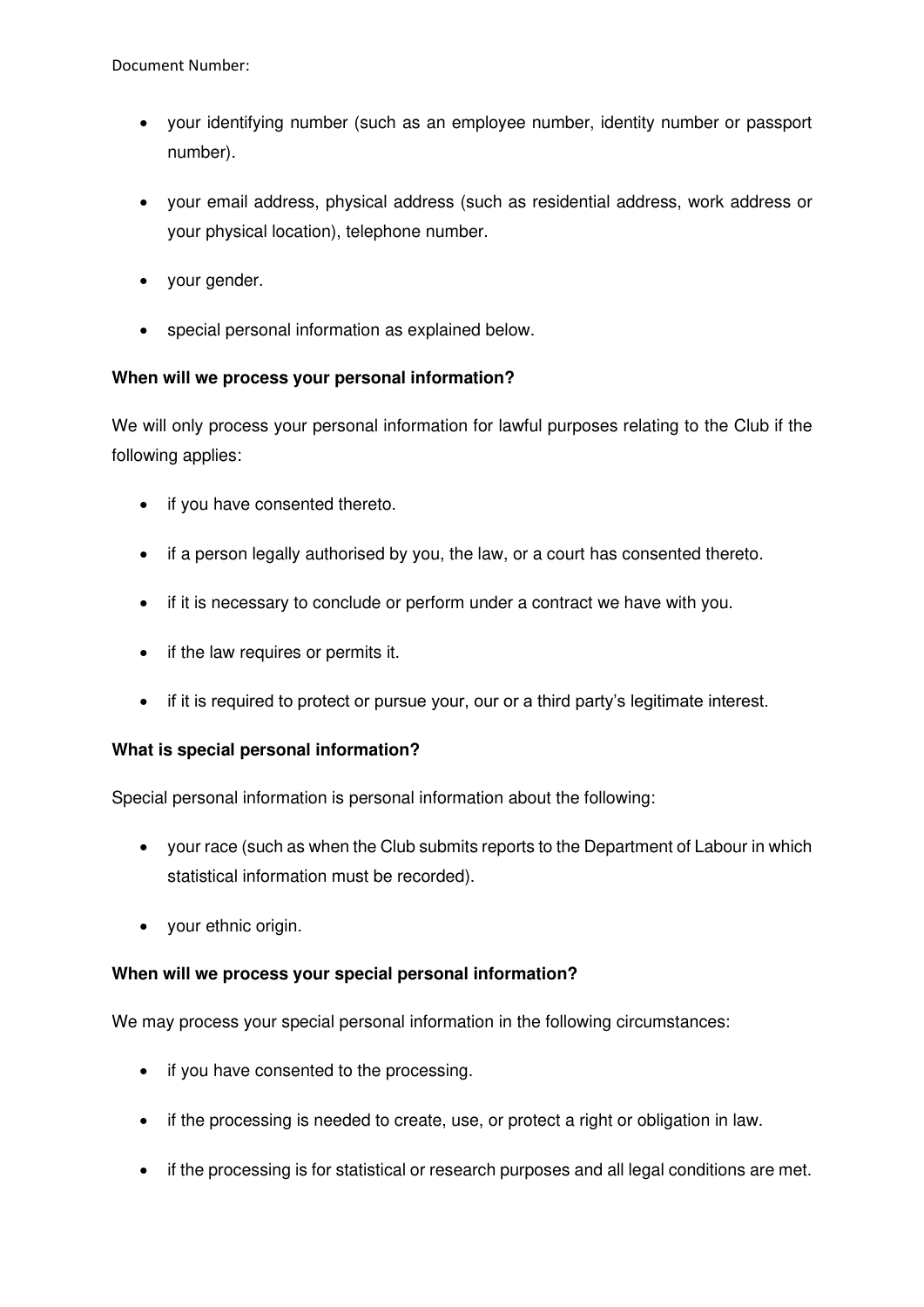- your identifying number (such as an employee number, identity number or passport number).
- your email address, physical address (such as residential address, work address or your physical location), telephone number.
- your gender.
- special personal information as explained below.

**When will we process your personal information?**

We will only process your personal information for lawful purposes relating to the Club if the following applies:

- if you have consented thereto.
- if a person legally authorised by you, the law, or a court has consented thereto.
- if it is necessary to conclude or perform under a contract we have with you.
- if the law requires or permits it.
- if it is required to protect or pursue your, our or a third party's legitimate interest.

**What is special personal information?**

Special personal information is personal information about the following:

- your race (such as when the Club submits reports to the Department of Labour in which statistical information must be recorded).
- your ethnic origin.

**When will we process your special personal information?**

We may process your special personal information in the following circumstances:

- if you have consented to the processing.
- if the processing is needed to create, use, or protect a right or obligation in law.
- if the processing is for statistical or research purposes and all legal conditions are met.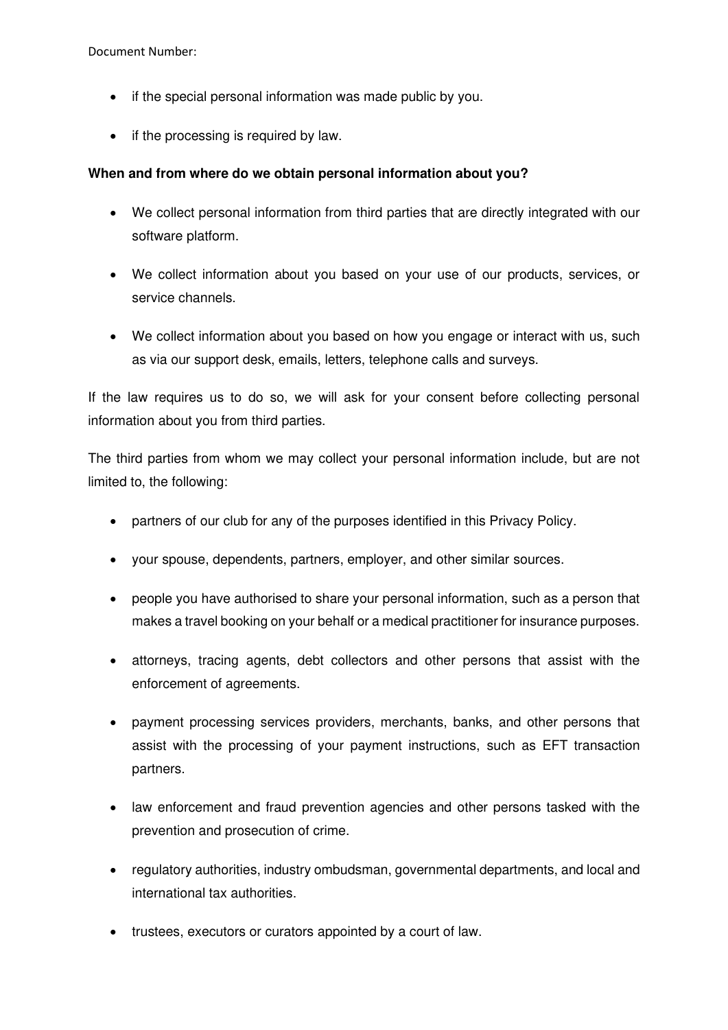- if the special personal information was made public by you.
- if the processing is required by law.

**When and from where do we obtain personal information about you?**

- We collect personal information from third parties that are directly integrated with our software platform.
- We collect information about you based on your use of our products, services, or service channels.
- We collect information about you based on how you engage or interact with us, such as via our support desk, emails, letters, telephone calls and surveys.

If the law requires us to do so, we will ask for your consent before collecting personal information about you from third parties.

The third parties from whom we may collect your personal information include, but are not limited to, the following:

- partners of our club for any of the purposes identified in this Privacy Policy.
- your spouse, dependents, partners, employer, and other similar sources.
- people you have authorised to share your personal information, such as a person that makes a travel booking on your behalf or a medical practitioner for insurance purposes.
- attorneys, tracing agents, debt collectors and other persons that assist with the enforcement of agreements.
- payment processing services providers, merchants, banks, and other persons that assist with the processing of your payment instructions, such as EFT transaction partners.
- law enforcement and fraud prevention agencies and other persons tasked with the prevention and prosecution of crime.
- regulatory authorities, industry ombudsman, governmental departments, and local and international tax authorities.
- trustees, executors or curators appointed by a court of law.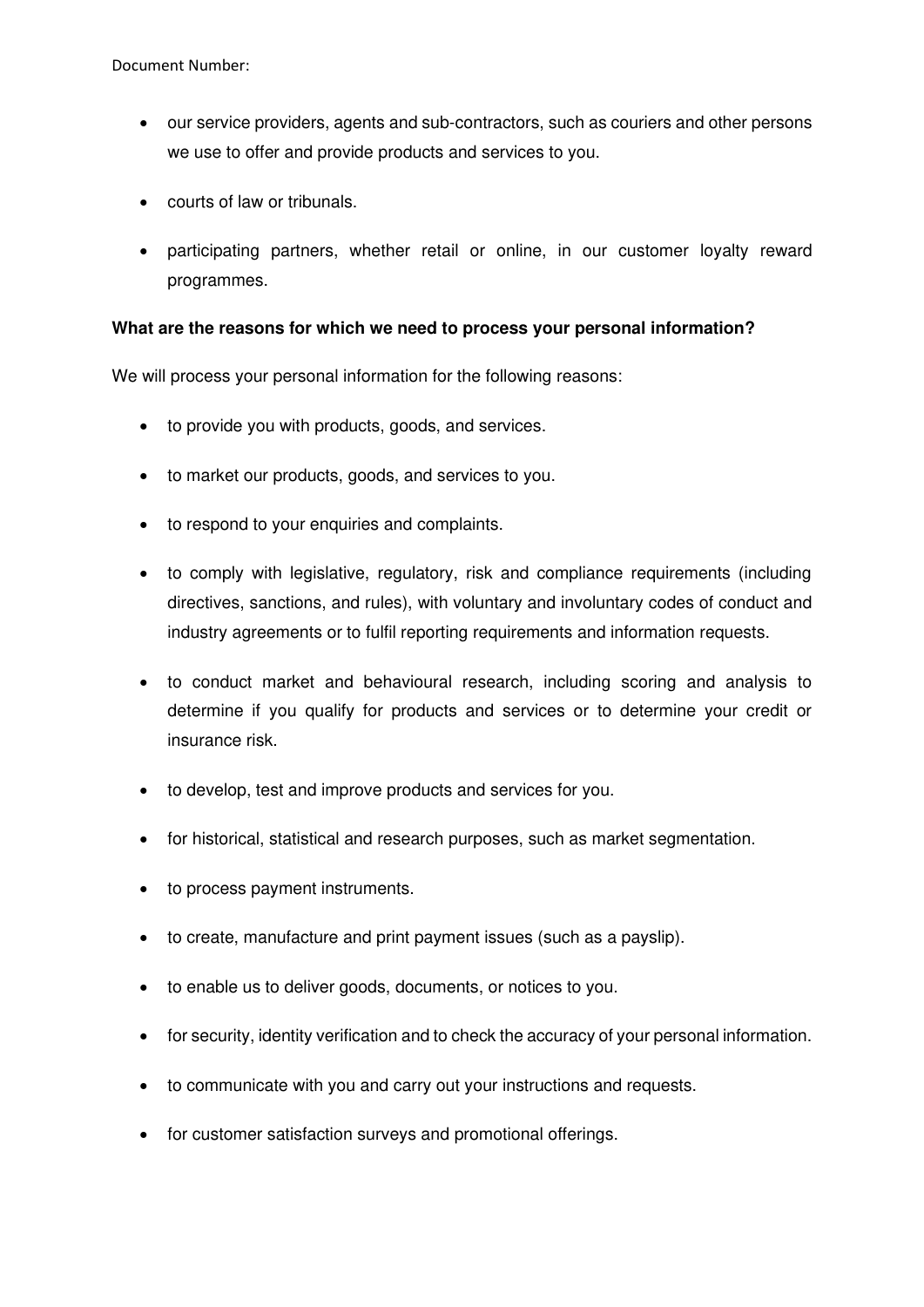- our service providers, agents and sub-contractors, such as couriers and other persons we use to offer and provide products and services to you.
- courts of law or tribunals.
- participating partners, whether retail or online, in our customer loyalty reward programmes.

**What are the reasons for which we need to process your personal information?**

We will process your personal information for the following reasons:

- to provide you with products, goods, and services.
- to market our products, goods, and services to you.
- to respond to your enquiries and complaints.
- to comply with legislative, regulatory, risk and compliance requirements (including directives, sanctions, and rules), with voluntary and involuntary codes of conduct and industry agreements or to fulfil reporting requirements and information requests.
- to conduct market and behavioural research, including scoring and analysis to determine if you qualify for products and services or to determine your credit or insurance risk.
- to develop, test and improve products and services for you.
- for historical, statistical and research purposes, such as market segmentation.
- to process payment instruments.
- to create, manufacture and print payment issues (such as a payslip).
- to enable us to deliver goods, documents, or notices to you.
- for security, identity verification and to check the accuracy of your personal information.
- to communicate with you and carry out your instructions and requests.
- for customer satisfaction surveys and promotional offerings.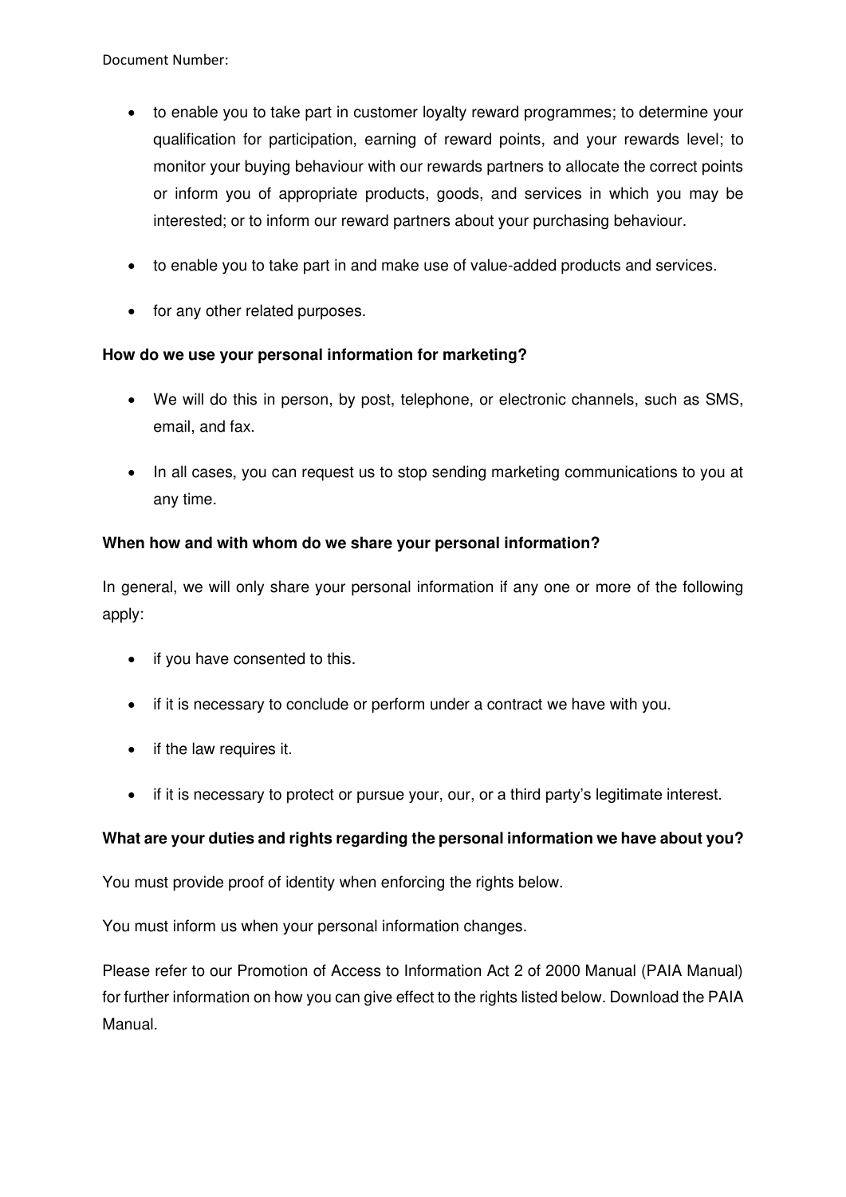- to enable you to take part in customer loyalty reward programmes; to determine your qualification for participation, earning of reward points, and your rewards level; to monitor your buying behaviour with our rewards partners to allocate the correct points or inform you of appropriate products, goods, and services in which you may be interested; or to inform our reward partners about your purchasing behaviour.
- to enable you to take part in and make use of value-added products and services.
- for any other related purposes.

**How do we use your personal information for marketing?**

- We will do this in person, by post, telephone, or electronic channels, such as SMS, email, and fax.
- In all cases, you can request us to stop sending marketing communications to you at any time.

**When how and with whom do we share your personal information?**

In general, we will only share your personal information if any one or more of the following apply:

- if you have consented to this.
- if it is necessary to conclude or perform under a contract we have with you.
- if the law requires it.
- if it is necessary to protect or pursue your, our, or a third party's legitimate interest.

**What are your duties and rights regarding the personal information we have about you?**

You must provide proof of identity when enforcing the rights below.

You must inform us when your personal information changes.

Please refer to our Promotion of Access to Information Act 2 of 2000 Manual (PAIA Manual) for further information on how you can give effect to the rights listed below. Download the PAIA Manual.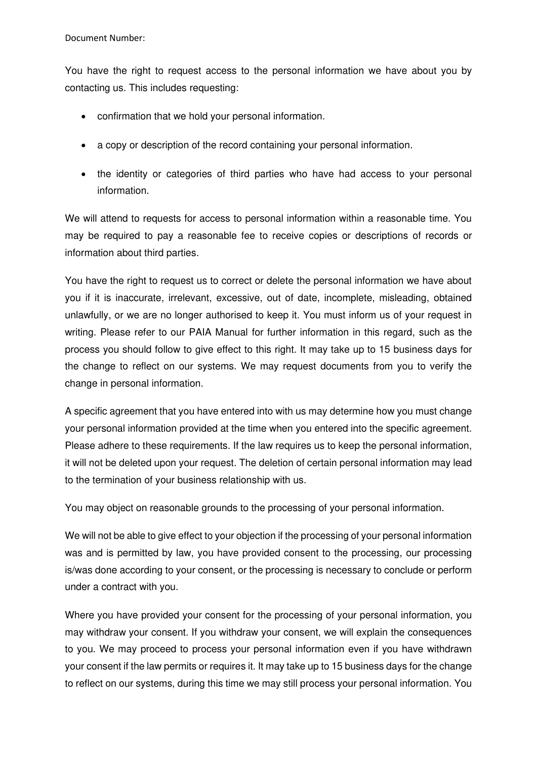You have the right to request access to the personal information we have about you by contacting us. This includes requesting:

- confirmation that we hold your personal information.
- a copy or description of the record containing your personal information.
- the identity or categories of third parties who have had access to your personal information.

We will attend to requests for access to personal information within a reasonable time. You may be required to pay a reasonable fee to receive copies or descriptions of records or information about third parties.

You have the right to request us to correct or delete the personal information we have about you if it is inaccurate, irrelevant, excessive, out of date, incomplete, misleading, obtained unlawfully, or we are no longer authorised to keep it. You must inform us of your request in writing. Please refer to our PAIA Manual for further information in this regard, such as the process you should follow to give effect to this right. It may take up to 15 business days for the change to reflect on our systems. We may request documents from you to verify the change in personal information.

A specific agreement that you have entered into with us may determine how you must change your personal information provided at the time when you entered into the specific agreement. Please adhere to these requirements. If the law requires us to keep the personal information, it will not be deleted upon your request. The deletion of certain personal information may lead to the termination of your business relationship with us.

You may object on reasonable grounds to the processing of your personal information.

We will not be able to give effect to your objection if the processing of your personal information was and is permitted by law, you have provided consent to the processing, our processing is/was done according to your consent, or the processing is necessary to conclude or perform under a contract with you.

Where you have provided your consent for the processing of your personal information, you may withdraw your consent. If you withdraw your consent, we will explain the consequences to you. We may proceed to process your personal information even if you have withdrawn your consent if the law permits or requires it. It may take up to 15 business days for the change to reflect on our systems, during this time we may still process your personal information. You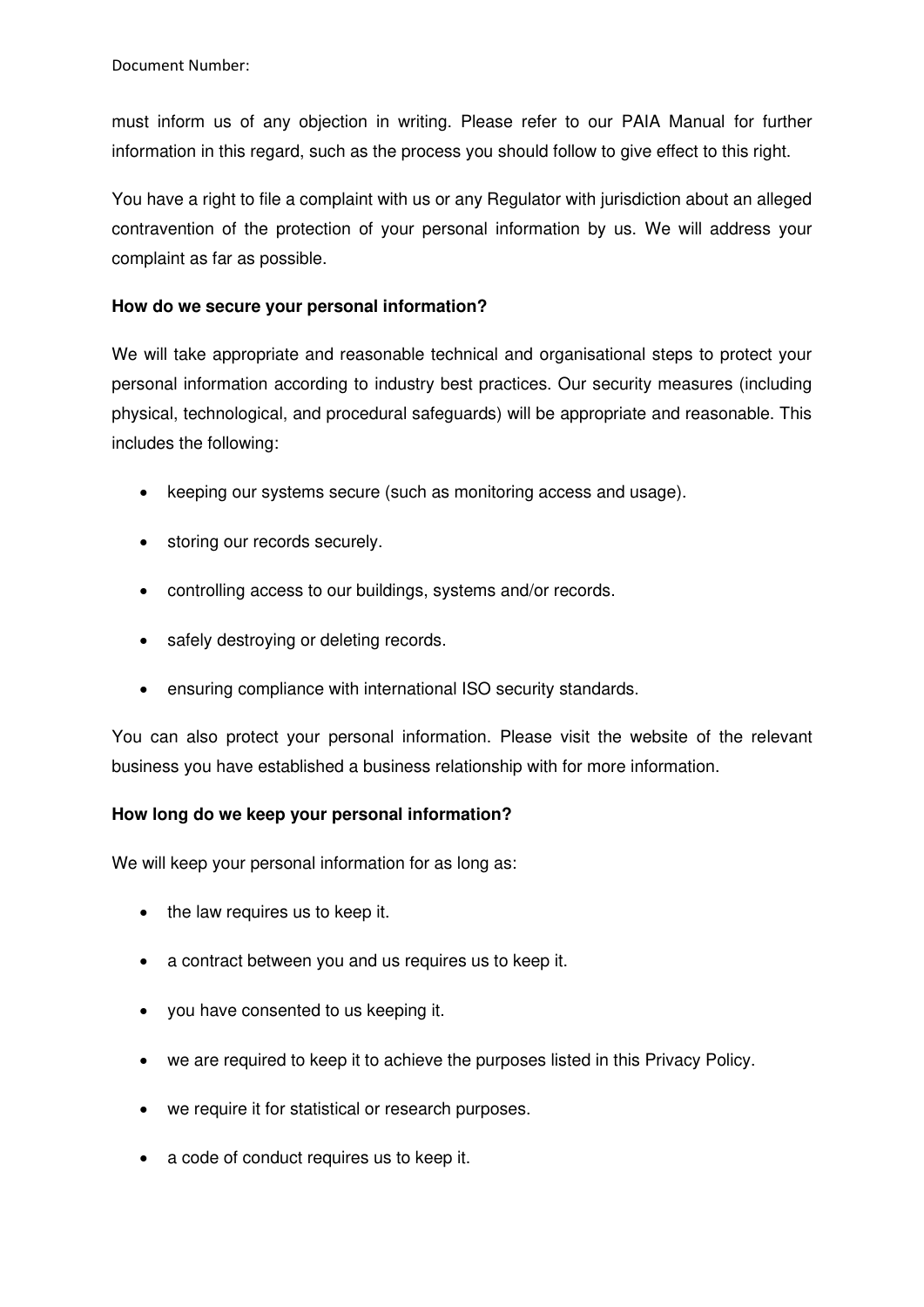must inform us of any objection in writing. Please refer to our PAIA Manual for further information in this regard, such as the process you should follow to give effect to this right.

You have a right to file a complaint with us or any Regulator with jurisdiction about an alleged contravention of the protection of your personal information by us. We will address your complaint as far as possible.

**How do we secure your personal information?**

We will take appropriate and reasonable technical and organisational steps to protect your personal information according to industry best practices. Our security measures (including physical, technological, and procedural safeguards) will be appropriate and reasonable. This includes the following:

- keeping our systems secure (such as monitoring access and usage).
- storing our records securely.
- controlling access to our buildings, systems and/or records.
- safely destroying or deleting records.
- ensuring compliance with international ISO security standards.

You can also protect your personal information. Please visit the website of the relevant business you have established a business relationship with for more information.

**How long do we keep your personal information?**

We will keep your personal information for as long as:

- the law requires us to keep it.
- a contract between you and us requires us to keep it.
- you have consented to us keeping it.
- we are required to keep it to achieve the purposes listed in this Privacy Policy.
- we require it for statistical or research purposes.
- a code of conduct requires us to keep it.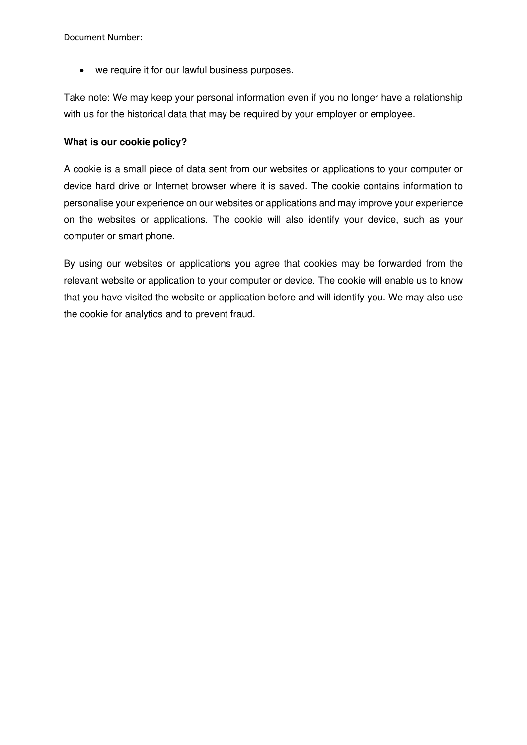- we require it for our lawful business purposes.

Take note: We may keep your personal information even if you no longer have a relationship with us for the historical data that may be required by your employer or employee.

**What is our cookie policy?**

A cookie is a small piece of data sent from our websites or applications to your computer or device hard drive or Internet browser where it is saved. The cookie contains information to personalise your experience on our websites or applications and may improve your experience on the websites or applications. The cookie will also identify your device, such as your computer or smart phone.

By using our websites or applications you agree that cookies may be forwarded from the relevant website or application to your computer or device. The cookie will enable us to know that you have visited the website or application before and will identify you. We may also use the cookie for analytics and to prevent fraud.